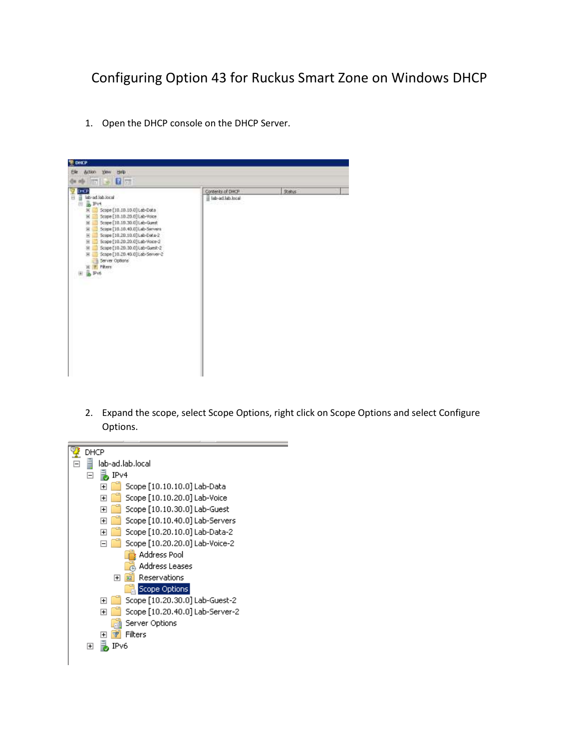# Configuring Option 43 for Ruckus Smart Zone on Windows DHCP

1. Open the DHCP console on the DHCP Server.

2. Expand the scope, select Scope Options, right click on Scope Options and select Configure Options.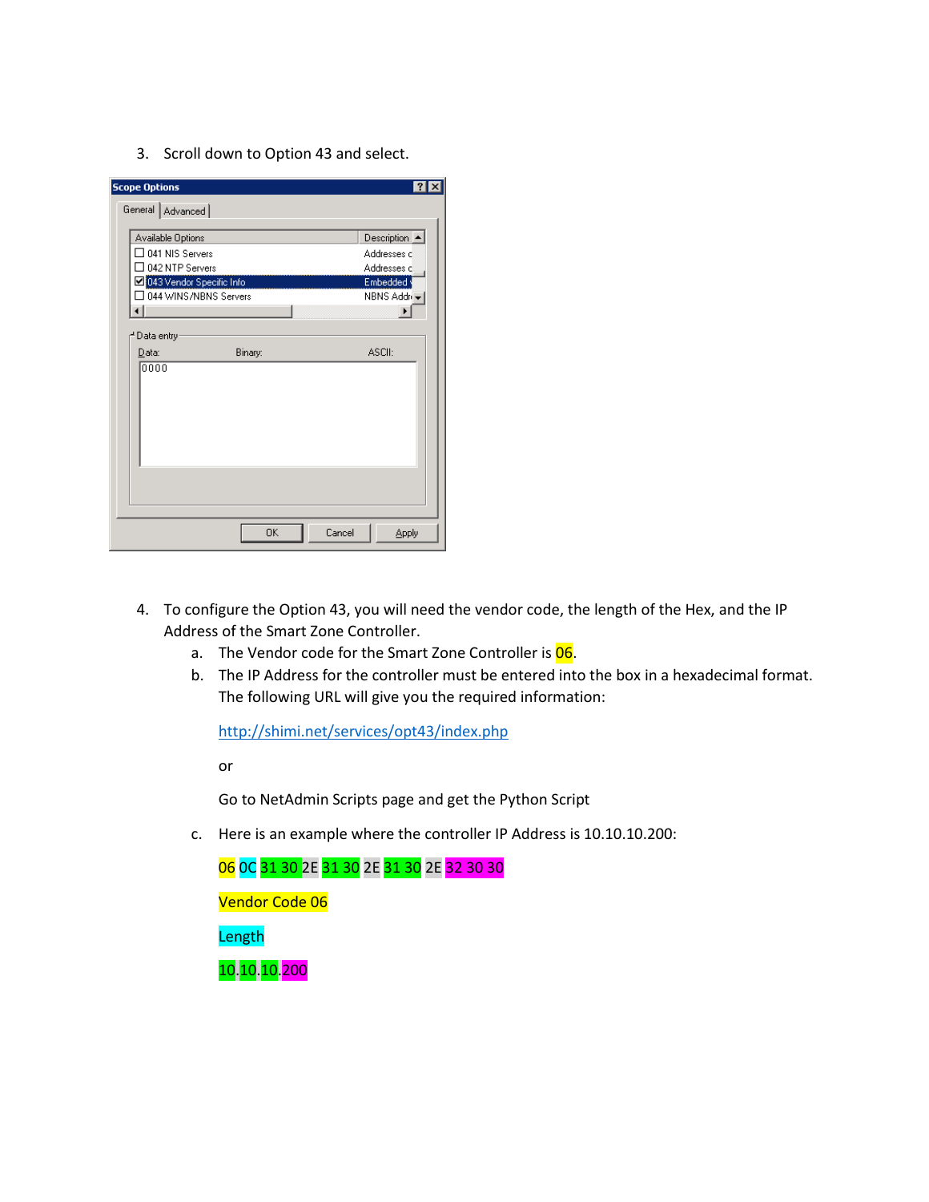3. Scroll down to Option 43 and select.

4. To configure the Option 43, you will need the vendor code, the length of the Hex, and the IP Address of the Smart Zone Controller.
   a. The Vendor code for the Smart Zone Controller is 06.
   b. The IP Address for the controller must be entered into the box in a hexadecimal format. The following URL will give you the required information:

      http://shimi.net/services/opt43/index.php

      or

      Go to NetAdmin Scripts page and get the Python Script
   c. Here is an example where the controller IP Address is 10.10.10.200:

      06 0C 31 30 2E 31 30 2E 31 30 2E 32 30 30

      Vendor Code 06

      Length

      10.10.10.200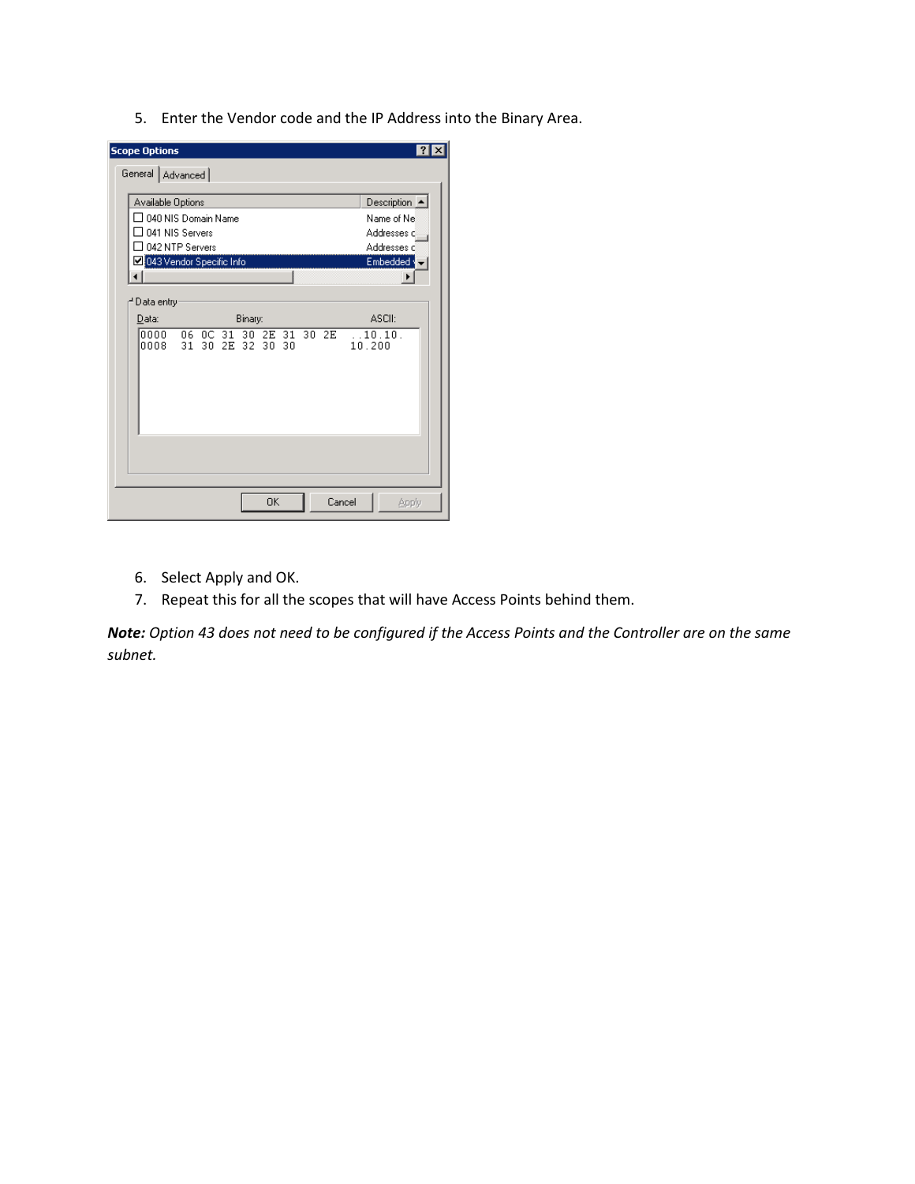5. Enter the Vendor code and the IP Address into the Binary Area.

Scope Options

General | Advanced

| Available Options | Description |
| --- | --- |
| ☐ 040 NIS Domain Name | Name of Ne |
| ☐ 041 NIS Servers | Addresses c |
| ☐ 042 NTP Servers | Addresses c |
| ☑ 043 Vendor Specific Info | Embedded |

Data entry

| Data: | Binary: | ASCII: |
| --- | --- | --- |
| 0000 | 06 0C 31 30 2E 31 30 2E | ..10.10. |
| 0008 | 31 30 2E 32 30 30 | 10.200 |

OK | Cancel | Apply

6. Select Apply and OK.
7. Repeat this for all the scopes that will have Access Points behind them.

***Note:*** *Option 43 does not need to be configured if the Access Points and the Controller are on the same subnet.*